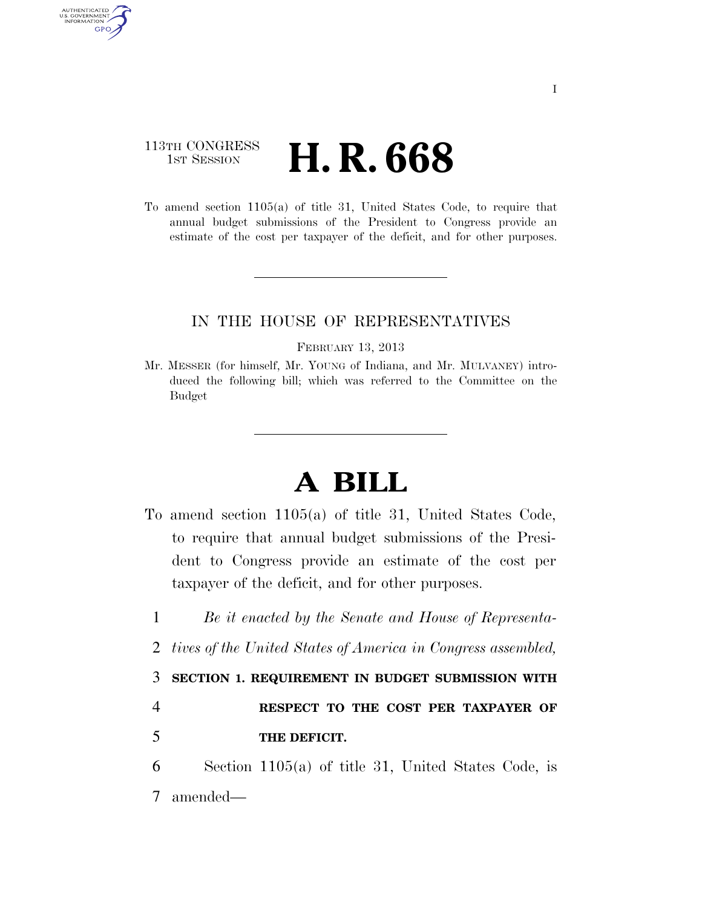113TH CONGRESS
1ST SESSION

# H. R. 668

To amend section 1105(a) of title 31, United States Code, to require that annual budget submissions of the President to Congress provide an estimate of the cost per taxpayer of the deficit, and for other purposes.

IN THE HOUSE OF REPRESENTATIVES

FEBRUARY 13, 2013

Mr. MESSER (for himself, Mr. YOUNG of Indiana, and Mr. MULVANEY) introduced the following bill; which was referred to the Committee on the Budget

# A BILL

To amend section 1105(a) of title 31, United States Code, to require that annual budget submissions of the President to Congress provide an estimate of the cost per taxpayer of the deficit, and for other purposes.

*Be it enacted by the Senate and House of Representatives of the United States of America in Congress assembled,*

**SECTION 1. REQUIREMENT IN BUDGET SUBMISSION WITH RESPECT TO THE COST PER TAXPAYER OF THE DEFICIT.**

Section 1105(a) of title 31, United States Code, is amended—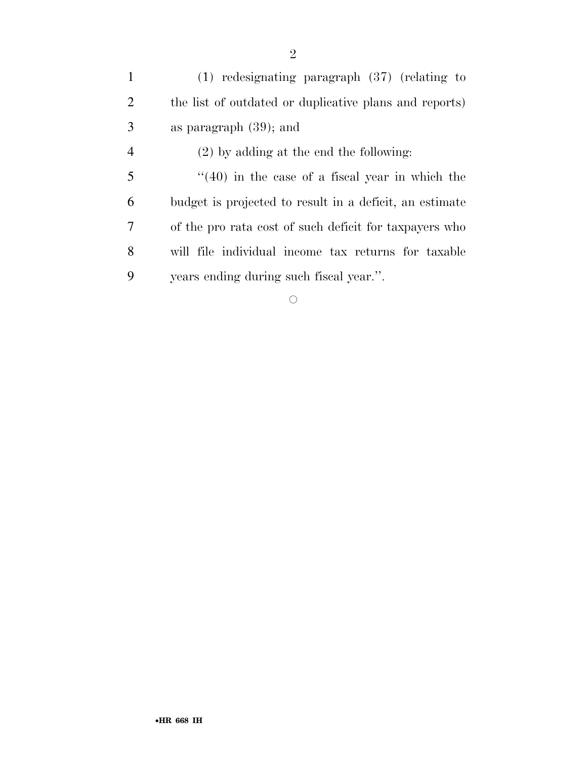(1) redesignating paragraph (37) (relating to the list of outdated or duplicative plans and reports) as paragraph (39); and

(2) by adding at the end the following:

"(40) in the case of a fiscal year in which the budget is projected to result in a deficit, an estimate of the pro rata cost of such deficit for taxpayers who will file individual income tax returns for taxable years ending during such fiscal year.".